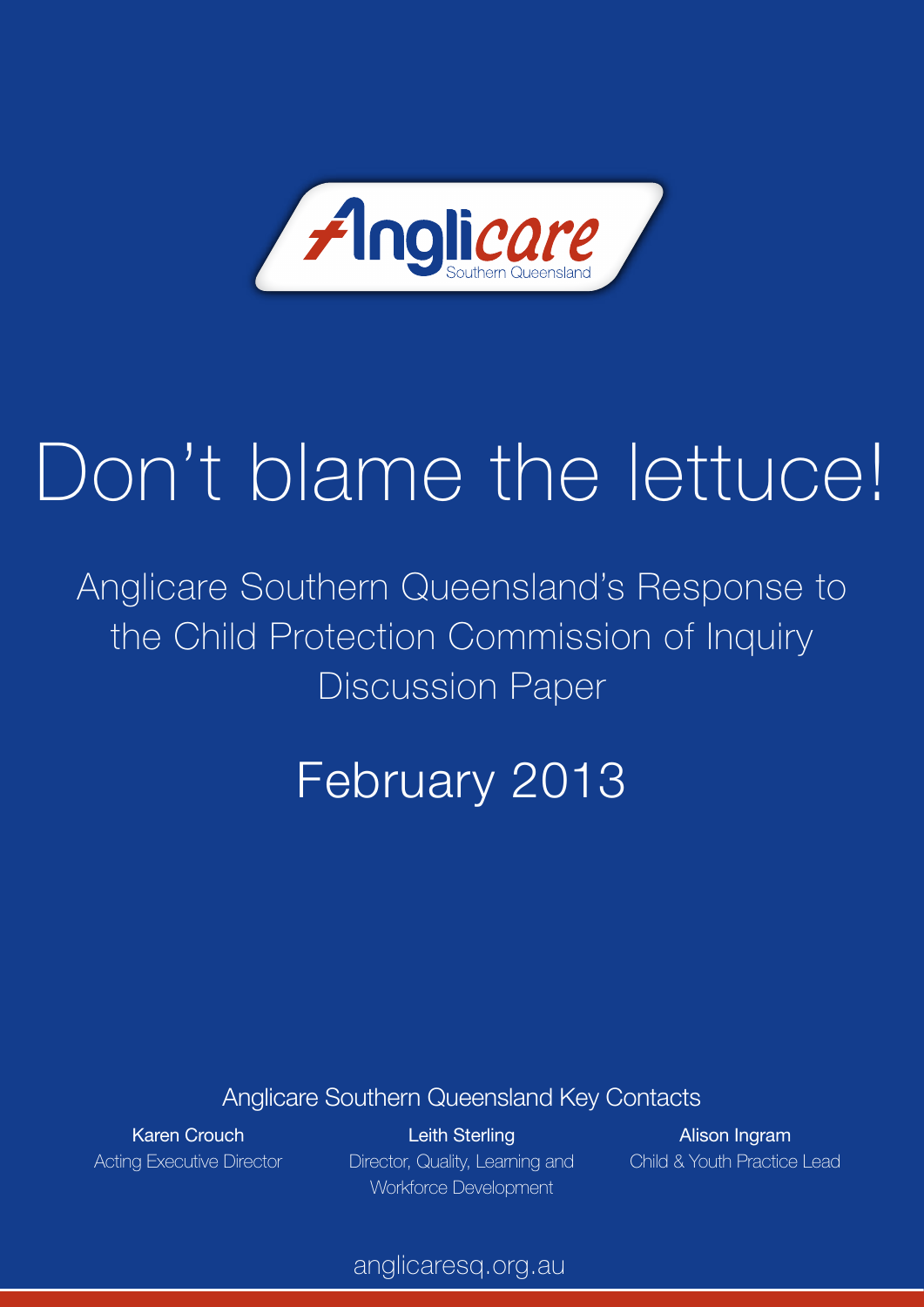Anglicare Southern Queensland

# Don't blame the lettuce!

## Anglicare Southern Queensland's Response to the Child Protection Commission of Inquiry Discussion Paper

## February 2013

Anglicare Southern Queensland Key Contacts

**Karen Crouch**
Acting Executive Director

**Leith Sterling**
Director, Quality, Learning and Workforce Development

**Alison Ingram**
Child & Youth Practice Lead

anglicaresq.org.au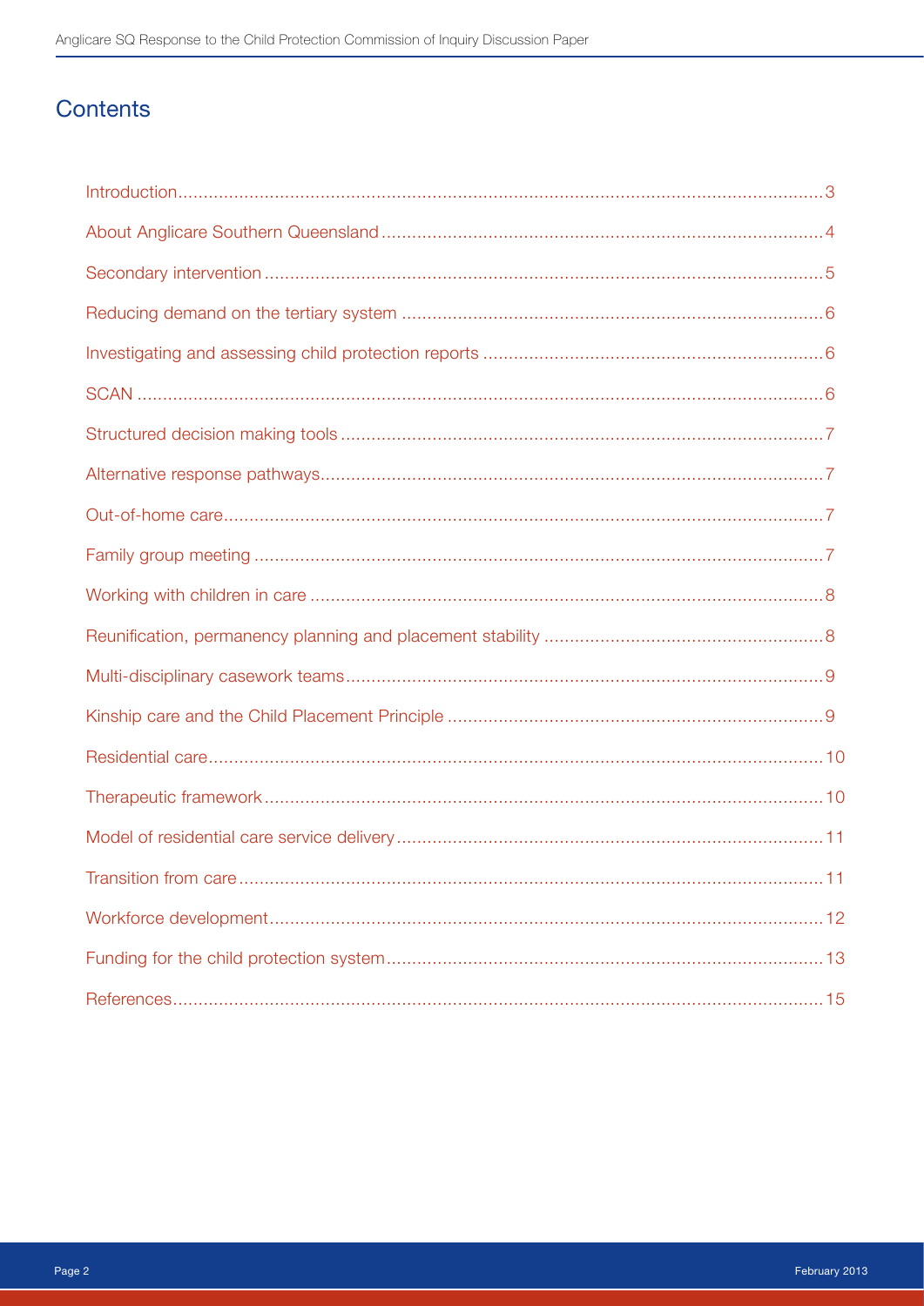# Contents

- Introduction .......... 3
- About Anglicare Southern Queensland .......... 4
- Secondary intervention .......... 5
- Reducing demand on the tertiary system .......... 6
- Investigating and assessing child protection reports .......... 6
- SCAN .......... 6
- Structured decision making tools .......... 7
- Alternative response pathways .......... 7
- Out-of-home care .......... 7
- Family group meeting .......... 7
- Working with children in care .......... 8
- Reunification, permanency planning and placement stability .......... 8
- Multi-disciplinary casework teams .......... 9
- Kinship care and the Child Placement Principle .......... 9
- Residential care .......... 10
- Therapeutic framework .......... 10
- Model of residential care service delivery .......... 11
- Transition from care .......... 11
- Workforce development .......... 12
- Funding for the child protection system .......... 13
- References .......... 15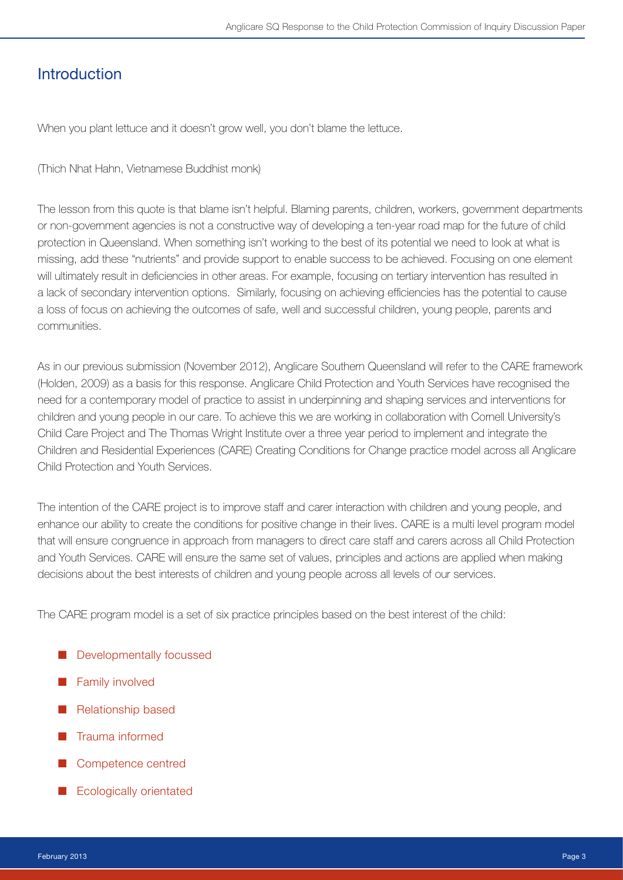## Introduction

When you plant lettuce and it doesn't grow well, you don't blame the lettuce.

(Thich Nhat Hahn, Vietnamese Buddhist monk)

The lesson from this quote is that blame isn't helpful. Blaming parents, children, workers, government departments or non-government agencies is not a constructive way of developing a ten-year road map for the future of child protection in Queensland. When something isn't working to the best of its potential we need to look at what is missing, add these "nutrients" and provide support to enable success to be achieved. Focusing on one element will ultimately result in deficiencies in other areas. For example, focusing on tertiary intervention has resulted in a lack of secondary intervention options. Similarly, focusing on achieving efficiencies has the potential to cause a loss of focus on achieving the outcomes of safe, well and successful children, young people, parents and communities.

As in our previous submission (November 2012), Anglicare Southern Queensland will refer to the CARE framework (Holden, 2009) as a basis for this response. Anglicare Child Protection and Youth Services have recognised the need for a contemporary model of practice to assist in underpinning and shaping services and interventions for children and young people in our care. To achieve this we are working in collaboration with Cornell University's Child Care Project and The Thomas Wright Institute over a three year period to implement and integrate the Children and Residential Experiences (CARE) Creating Conditions for Change practice model across all Anglicare Child Protection and Youth Services.

The intention of the CARE project is to improve staff and carer interaction with children and young people, and enhance our ability to create the conditions for positive change in their lives. CARE is a multi level program model that will ensure congruence in approach from managers to direct care staff and carers across all Child Protection and Youth Services. CARE will ensure the same set of values, principles and actions are applied when making decisions about the best interests of children and young people across all levels of our services.

The CARE program model is a set of six practice principles based on the best interest of the child:

- Developmentally focussed
- Family involved
- Relationship based
- Trauma informed
- Competence centred
- Ecologically orientated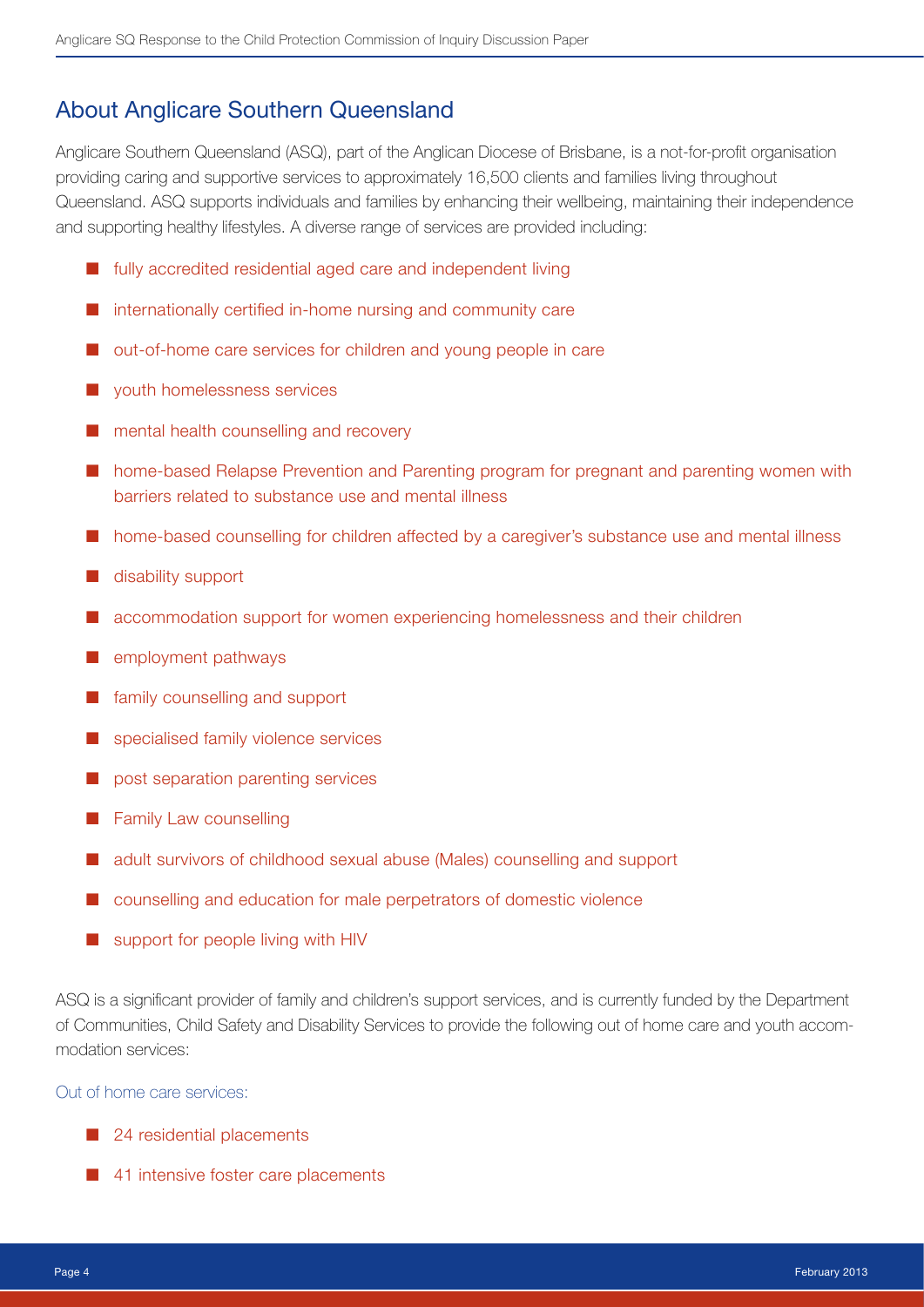## About Anglicare Southern Queensland

Anglicare Southern Queensland (ASQ), part of the Anglican Diocese of Brisbane, is a not-for-profit organisation providing caring and supportive services to approximately 16,500 clients and families living throughout Queensland. ASQ supports individuals and families by enhancing their wellbeing, maintaining their independence and supporting healthy lifestyles. A diverse range of services are provided including:

- fully accredited residential aged care and independent living
- internationally certified in-home nursing and community care
- out-of-home care services for children and young people in care
- youth homelessness services
- mental health counselling and recovery
- home-based Relapse Prevention and Parenting program for pregnant and parenting women with barriers related to substance use and mental illness
- home-based counselling for children affected by a caregiver's substance use and mental illness
- disability support
- accommodation support for women experiencing homelessness and their children
- employment pathways
- family counselling and support
- specialised family violence services
- post separation parenting services
- Family Law counselling
- adult survivors of childhood sexual abuse (Males) counselling and support
- counselling and education for male perpetrators of domestic violence
- support for people living with HIV

ASQ is a significant provider of family and children's support services, and is currently funded by the Department of Communities, Child Safety and Disability Services to provide the following out of home care and youth accommodation services:

Out of home care services:

- 24 residential placements
- 41 intensive foster care placements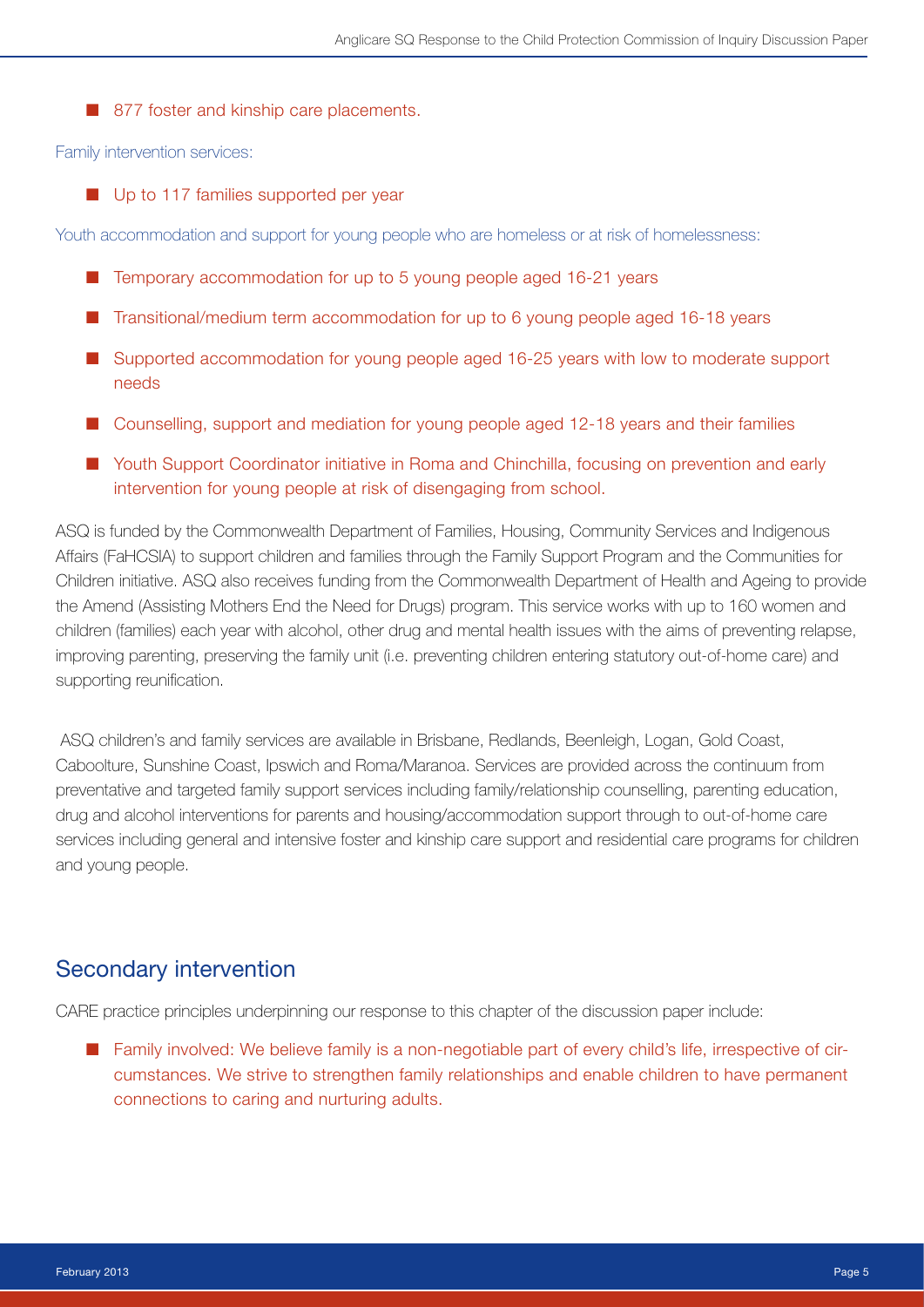- 877 foster and kinship care placements.

Family intervention services:

- Up to 117 families supported per year

Youth accommodation and support for young people who are homeless or at risk of homelessness:

- Temporary accommodation for up to 5 young people aged 16-21 years
- Transitional/medium term accommodation for up to 6 young people aged 16-18 years
- Supported accommodation for young people aged 16-25 years with low to moderate support needs
- Counselling, support and mediation for young people aged 12-18 years and their families
- Youth Support Coordinator initiative in Roma and Chinchilla, focusing on prevention and early intervention for young people at risk of disengaging from school.

ASQ is funded by the Commonwealth Department of Families, Housing, Community Services and Indigenous Affairs (FaHCSIA) to support children and families through the Family Support Program and the Communities for Children initiative. ASQ also receives funding from the Commonwealth Department of Health and Ageing to provide the Amend (Assisting Mothers End the Need for Drugs) program. This service works with up to 160 women and children (families) each year with alcohol, other drug and mental health issues with the aims of preventing relapse, improving parenting, preserving the family unit (i.e. preventing children entering statutory out-of-home care) and supporting reunification.

ASQ children's and family services are available in Brisbane, Redlands, Beenleigh, Logan, Gold Coast, Caboolture, Sunshine Coast, Ipswich and Roma/Maranoa. Services are provided across the continuum from preventative and targeted family support services including family/relationship counselling, parenting education, drug and alcohol interventions for parents and housing/accommodation support through to out-of-home care services including general and intensive foster and kinship care support and residential care programs for children and young people.

## Secondary intervention

CARE practice principles underpinning our response to this chapter of the discussion paper include:

- Family involved: We believe family is a non-negotiable part of every child's life, irrespective of circumstances. We strive to strengthen family relationships and enable children to have permanent connections to caring and nurturing adults.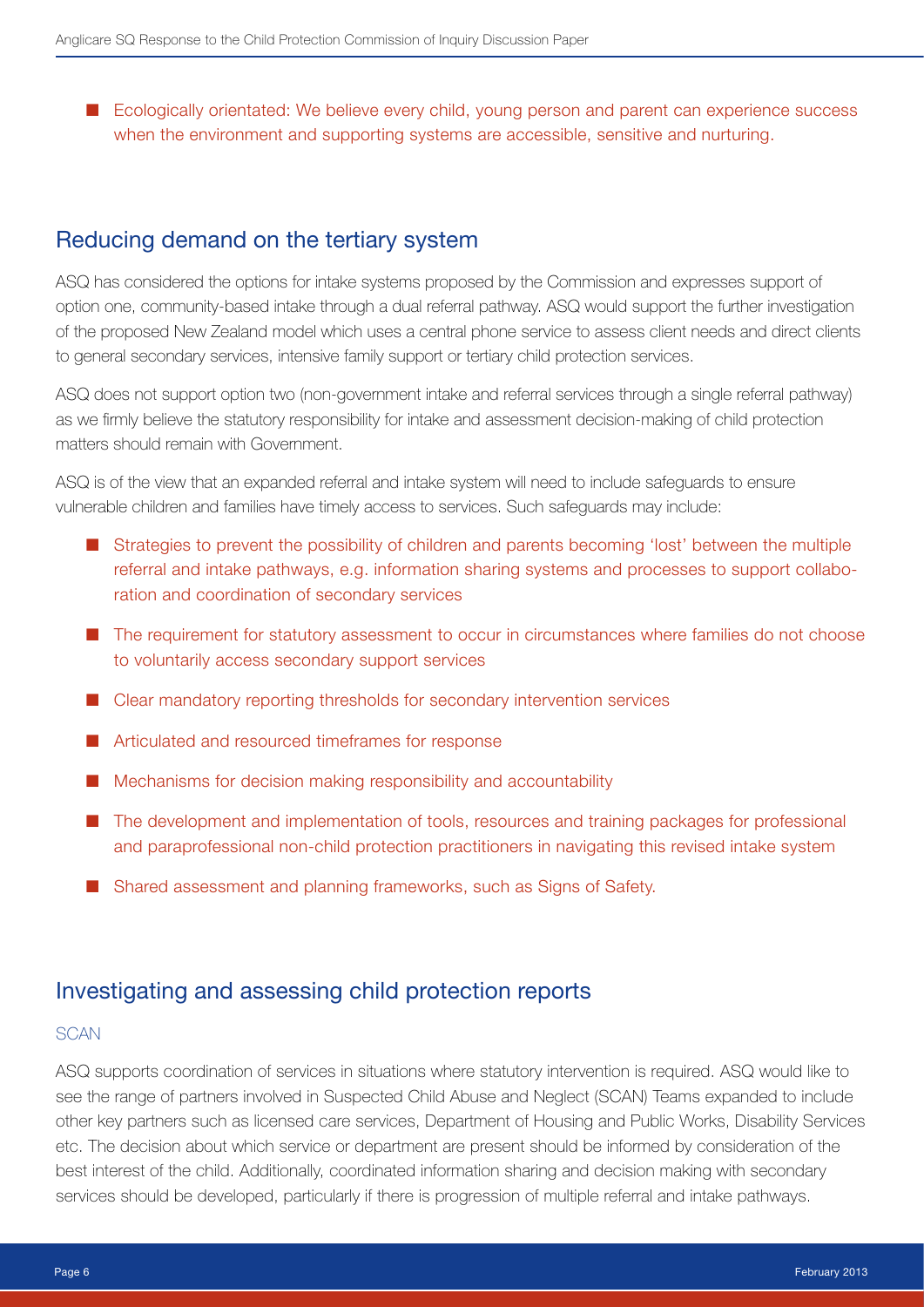- Ecologically orientated: We believe every child, young person and parent can experience success when the environment and supporting systems are accessible, sensitive and nurturing.

## Reducing demand on the tertiary system

ASQ has considered the options for intake systems proposed by the Commission and expresses support of option one, community-based intake through a dual referral pathway. ASQ would support the further investigation of the proposed New Zealand model which uses a central phone service to assess client needs and direct clients to general secondary services, intensive family support or tertiary child protection services.

ASQ does not support option two (non-government intake and referral services through a single referral pathway) as we firmly believe the statutory responsibility for intake and assessment decision-making of child protection matters should remain with Government.

ASQ is of the view that an expanded referral and intake system will need to include safeguards to ensure vulnerable children and families have timely access to services. Such safeguards may include:

- Strategies to prevent the possibility of children and parents becoming 'lost' between the multiple referral and intake pathways, e.g. information sharing systems and processes to support collaboration and coordination of secondary services
- The requirement for statutory assessment to occur in circumstances where families do not choose to voluntarily access secondary support services
- Clear mandatory reporting thresholds for secondary intervention services
- Articulated and resourced timeframes for response
- Mechanisms for decision making responsibility and accountability
- The development and implementation of tools, resources and training packages for professional and paraprofessional non-child protection practitioners in navigating this revised intake system
- Shared assessment and planning frameworks, such as Signs of Safety.

## Investigating and assessing child protection reports

### SCAN

ASQ supports coordination of services in situations where statutory intervention is required. ASQ would like to see the range of partners involved in Suspected Child Abuse and Neglect (SCAN) Teams expanded to include other key partners such as licensed care services, Department of Housing and Public Works, Disability Services etc. The decision about which service or department are present should be informed by consideration of the best interest of the child. Additionally, coordinated information sharing and decision making with secondary services should be developed, particularly if there is progression of multiple referral and intake pathways.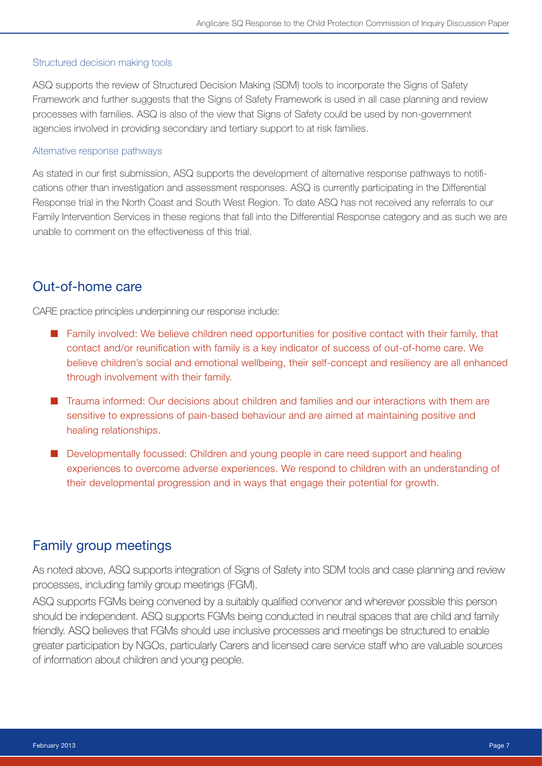### Structured decision making tools

ASQ supports the review of Structured Decision Making (SDM) tools to incorporate the Signs of Safety Framework and further suggests that the Signs of Safety Framework is used in all case planning and review processes with families. ASQ is also of the view that Signs of Safety could be used by non-government agencies involved in providing secondary and tertiary support to at risk families.

### Alternative response pathways

As stated in our first submission, ASQ supports the development of alternative response pathways to notifications other than investigation and assessment responses. ASQ is currently participating in the Differential Response trial in the North Coast and South West Region. To date ASQ has not received any referrals to our Family Intervention Services in these regions that fall into the Differential Response category and as such we are unable to comment on the effectiveness of this trial.

## Out-of-home care

CARE practice principles underpinning our response include:

- Family involved: We believe children need opportunities for positive contact with their family, that contact and/or reunification with family is a key indicator of success of out-of-home care. We believe children's social and emotional wellbeing, their self-concept and resiliency are all enhanced through involvement with their family.
- Trauma informed: Our decisions about children and families and our interactions with them are sensitive to expressions of pain-based behaviour and are aimed at maintaining positive and healing relationships.
- Developmentally focussed: Children and young people in care need support and healing experiences to overcome adverse experiences. We respond to children with an understanding of their developmental progression and in ways that engage their potential for growth.

## Family group meetings

As noted above, ASQ supports integration of Signs of Safety into SDM tools and case planning and review processes, including family group meetings (FGM).

ASQ supports FGMs being convened by a suitably qualified convenor and wherever possible this person should be independent. ASQ supports FGMs being conducted in neutral spaces that are child and family friendly. ASQ believes that FGMs should use inclusive processes and meetings be structured to enable greater participation by NGOs, particularly Carers and licensed care service staff who are valuable sources of information about children and young people.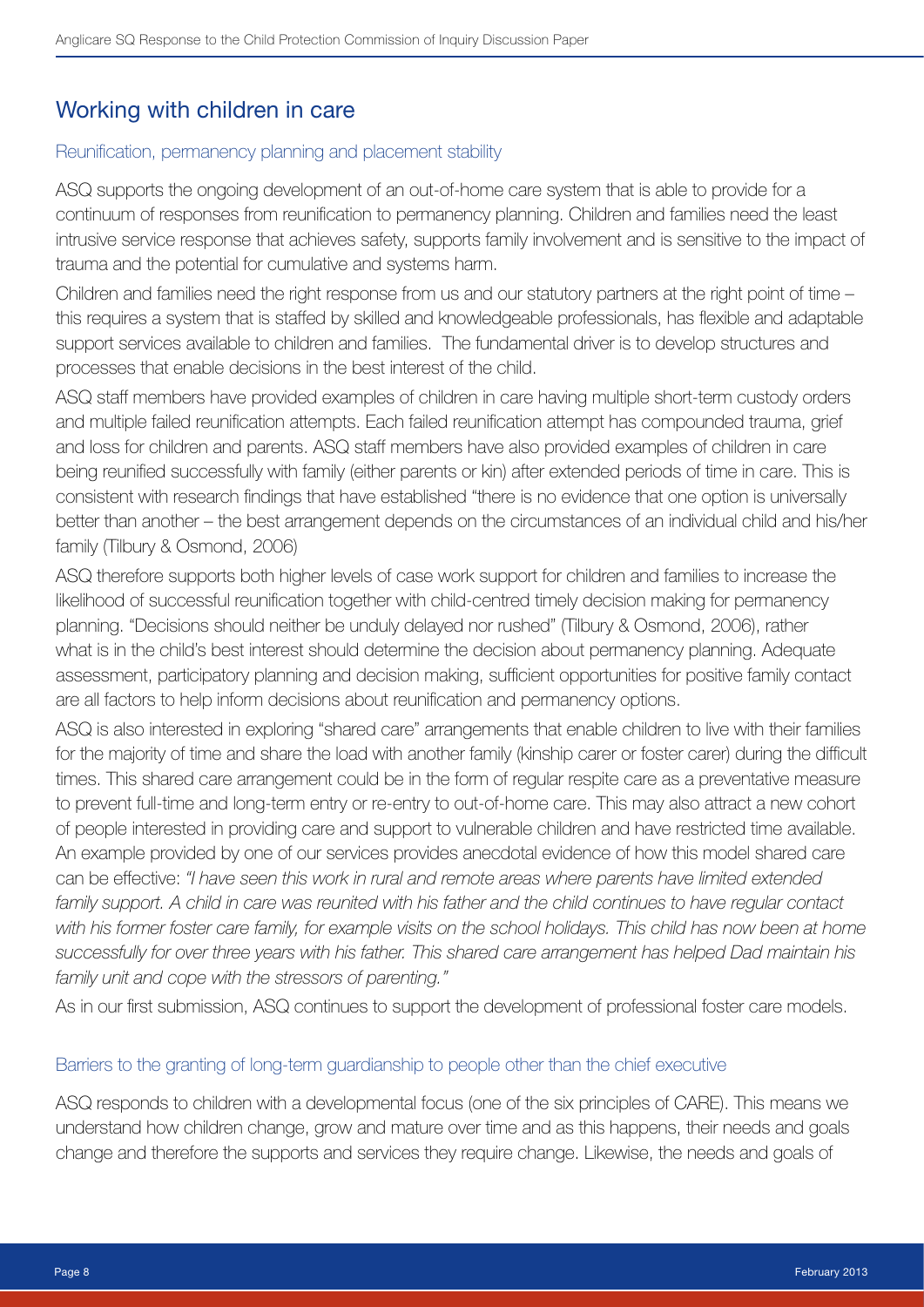## Working with children in care

### Reunification, permanency planning and placement stability

ASQ supports the ongoing development of an out-of-home care system that is able to provide for a continuum of responses from reunification to permanency planning. Children and families need the least intrusive service response that achieves safety, supports family involvement and is sensitive to the impact of trauma and the potential for cumulative and systems harm.

Children and families need the right response from us and our statutory partners at the right point of time – this requires a system that is staffed by skilled and knowledgeable professionals, has flexible and adaptable support services available to children and families. The fundamental driver is to develop structures and processes that enable decisions in the best interest of the child.

ASQ staff members have provided examples of children in care having multiple short-term custody orders and multiple failed reunification attempts. Each failed reunification attempt has compounded trauma, grief and loss for children and parents. ASQ staff members have also provided examples of children in care being reunified successfully with family (either parents or kin) after extended periods of time in care. This is consistent with research findings that have established "there is no evidence that one option is universally better than another – the best arrangement depends on the circumstances of an individual child and his/her family (Tilbury & Osmond, 2006)

ASQ therefore supports both higher levels of case work support for children and families to increase the likelihood of successful reunification together with child-centred timely decision making for permanency planning. "Decisions should neither be unduly delayed nor rushed" (Tilbury & Osmond, 2006), rather what is in the child's best interest should determine the decision about permanency planning. Adequate assessment, participatory planning and decision making, sufficient opportunities for positive family contact are all factors to help inform decisions about reunification and permanency options.

ASQ is also interested in exploring "shared care" arrangements that enable children to live with their families for the majority of time and share the load with another family (kinship carer or foster carer) during the difficult times. This shared care arrangement could be in the form of regular respite care as a preventative measure to prevent full-time and long-term entry or re-entry to out-of-home care. This may also attract a new cohort of people interested in providing care and support to vulnerable children and have restricted time available. An example provided by one of our services provides anecdotal evidence of how this model shared care can be effective: *"I have seen this work in rural and remote areas where parents have limited extended family support. A child in care was reunited with his father and the child continues to have regular contact with his former foster care family, for example visits on the school holidays. This child has now been at home successfully for over three years with his father. This shared care arrangement has helped Dad maintain his family unit and cope with the stressors of parenting."*

As in our first submission, ASQ continues to support the development of professional foster care models.

### Barriers to the granting of long-term guardianship to people other than the chief executive

ASQ responds to children with a developmental focus (one of the six principles of CARE). This means we understand how children change, grow and mature over time and as this happens, their needs and goals change and therefore the supports and services they require change. Likewise, the needs and goals of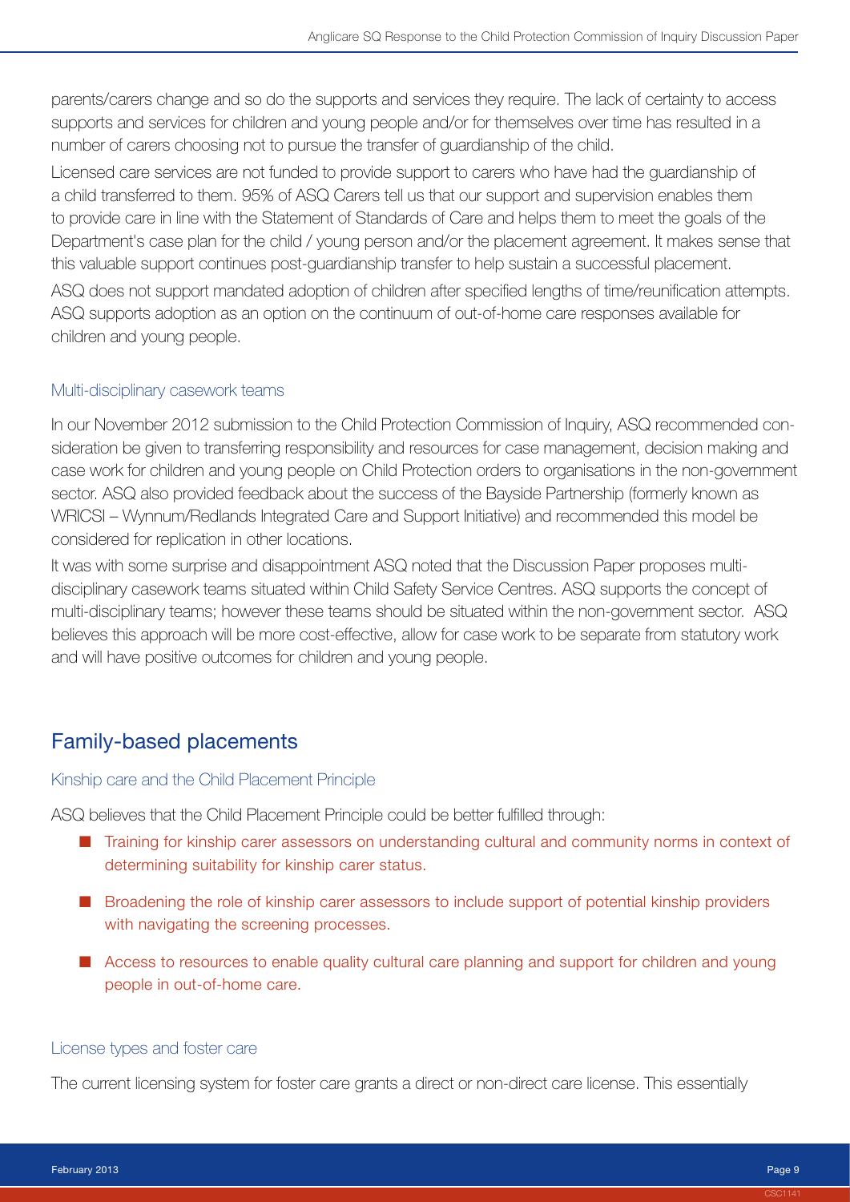parents/carers change and so do the supports and services they require. The lack of certainty to access supports and services for children and young people and/or for themselves over time has resulted in a number of carers choosing not to pursue the transfer of guardianship of the child.

Licensed care services are not funded to provide support to carers who have had the guardianship of a child transferred to them. 95% of ASQ Carers tell us that our support and supervision enables them to provide care in line with the Statement of Standards of Care and helps them to meet the goals of the Department's case plan for the child / young person and/or the placement agreement. It makes sense that this valuable support continues post-guardianship transfer to help sustain a successful placement.

ASQ does not support mandated adoption of children after specified lengths of time/reunification attempts. ASQ supports adoption as an option on the continuum of out-of-home care responses available for children and young people.

### Multi-disciplinary casework teams

In our November 2012 submission to the Child Protection Commission of Inquiry, ASQ recommended consideration be given to transferring responsibility and resources for case management, decision making and case work for children and young people on Child Protection orders to organisations in the non-government sector. ASQ also provided feedback about the success of the Bayside Partnership (formerly known as WRICSI – Wynnum/Redlands Integrated Care and Support Initiative) and recommended this model be considered for replication in other locations.

It was with some surprise and disappointment ASQ noted that the Discussion Paper proposes multi-disciplinary casework teams situated within Child Safety Service Centres. ASQ supports the concept of multi-disciplinary teams; however these teams should be situated within the non-government sector. ASQ believes this approach will be more cost-effective, allow for case work to be separate from statutory work and will have positive outcomes for children and young people.

## Family-based placements

### Kinship care and the Child Placement Principle

ASQ believes that the Child Placement Principle could be better fulfilled through:

- Training for kinship carer assessors on understanding cultural and community norms in context of determining suitability for kinship carer status.
- Broadening the role of kinship carer assessors to include support of potential kinship providers with navigating the screening processes.
- Access to resources to enable quality cultural care planning and support for children and young people in out-of-home care.

### License types and foster care

The current licensing system for foster care grants a direct or non-direct care license. This essentially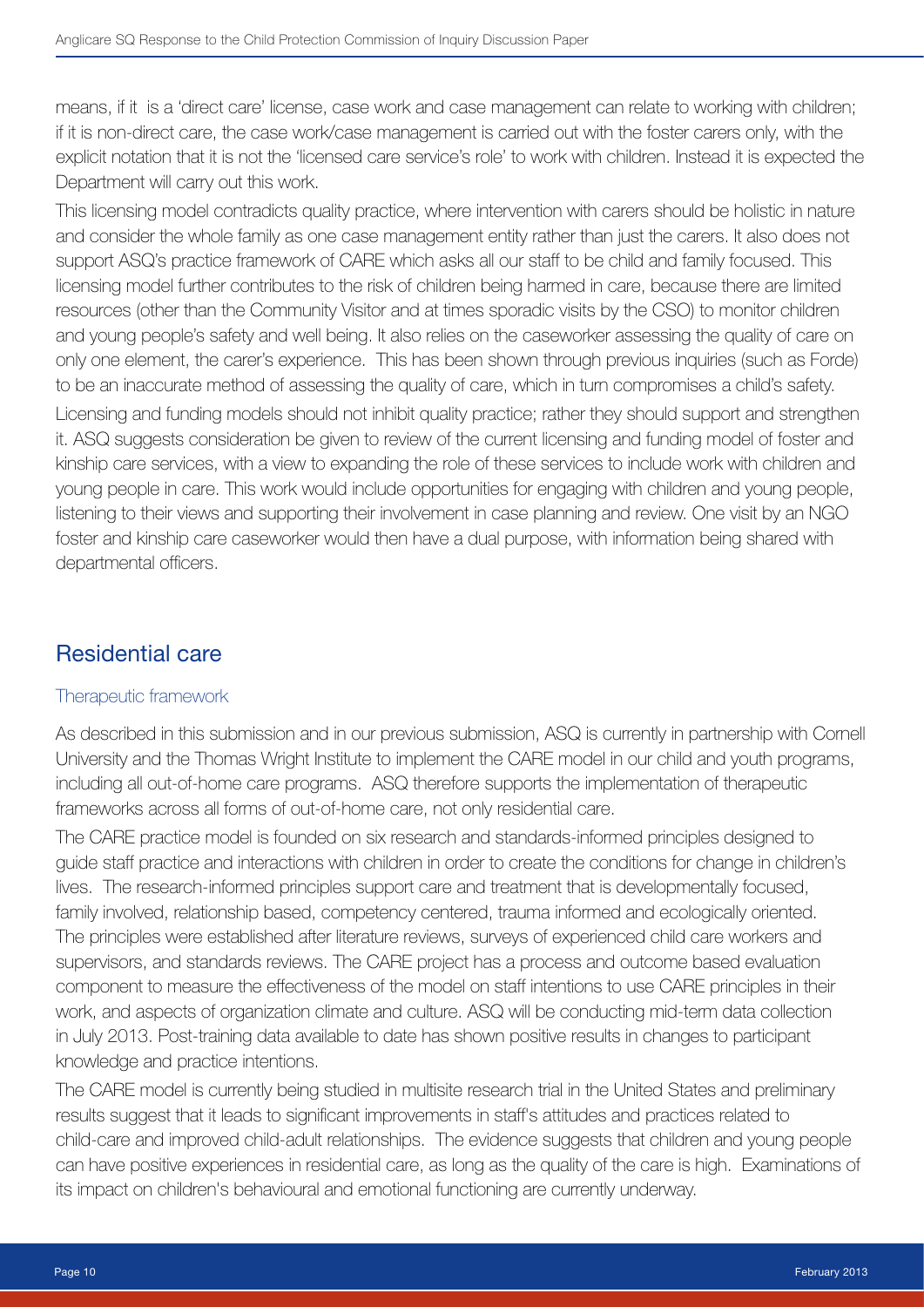means, if it is a 'direct care' license, case work and case management can relate to working with children; if it is non-direct care, the case work/case management is carried out with the foster carers only, with the explicit notation that it is not the 'licensed care service's role' to work with children. Instead it is expected the Department will carry out this work.

This licensing model contradicts quality practice, where intervention with carers should be holistic in nature and consider the whole family as one case management entity rather than just the carers. It also does not support ASQ's practice framework of CARE which asks all our staff to be child and family focused. This licensing model further contributes to the risk of children being harmed in care, because there are limited resources (other than the Community Visitor and at times sporadic visits by the CSO) to monitor children and young people's safety and well being. It also relies on the caseworker assessing the quality of care on only one element, the carer's experience. This has been shown through previous inquiries (such as Forde) to be an inaccurate method of assessing the quality of care, which in turn compromises a child's safety.

Licensing and funding models should not inhibit quality practice; rather they should support and strengthen it. ASQ suggests consideration be given to review of the current licensing and funding model of foster and kinship care services, with a view to expanding the role of these services to include work with children and young people in care. This work would include opportunities for engaging with children and young people, listening to their views and supporting their involvement in case planning and review. One visit by an NGO foster and kinship care caseworker would then have a dual purpose, with information being shared with departmental officers.

## Residential care

### Therapeutic framework

As described in this submission and in our previous submission, ASQ is currently in partnership with Cornell University and the Thomas Wright Institute to implement the CARE model in our child and youth programs, including all out-of-home care programs. ASQ therefore supports the implementation of therapeutic frameworks across all forms of out-of-home care, not only residential care.

The CARE practice model is founded on six research and standards-informed principles designed to guide staff practice and interactions with children in order to create the conditions for change in children's lives. The research-informed principles support care and treatment that is developmentally focused, family involved, relationship based, competency centered, trauma informed and ecologically oriented. The principles were established after literature reviews, surveys of experienced child care workers and supervisors, and standards reviews. The CARE project has a process and outcome based evaluation component to measure the effectiveness of the model on staff intentions to use CARE principles in their work, and aspects of organization climate and culture. ASQ will be conducting mid-term data collection in July 2013. Post-training data available to date has shown positive results in changes to participant knowledge and practice intentions.

The CARE model is currently being studied in multisite research trial in the United States and preliminary results suggest that it leads to significant improvements in staff's attitudes and practices related to child-care and improved child-adult relationships. The evidence suggests that children and young people can have positive experiences in residential care, as long as the quality of the care is high. Examinations of its impact on children's behavioural and emotional functioning are currently underway.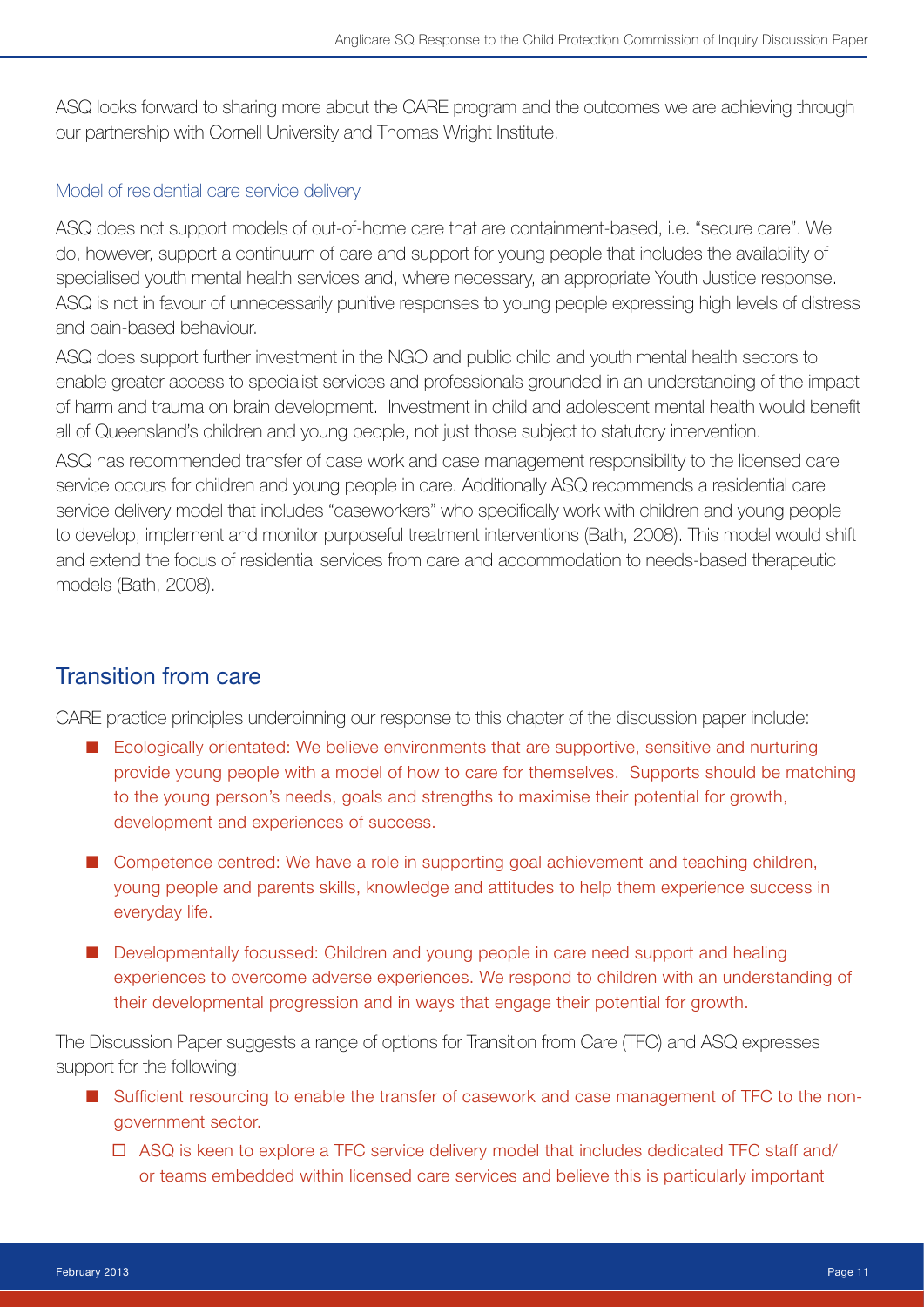ASQ looks forward to sharing more about the CARE program and the outcomes we are achieving through our partnership with Cornell University and Thomas Wright Institute.

### Model of residential care service delivery

ASQ does not support models of out-of-home care that are containment-based, i.e. "secure care". We do, however, support a continuum of care and support for young people that includes the availability of specialised youth mental health services and, where necessary, an appropriate Youth Justice response. ASQ is not in favour of unnecessarily punitive responses to young people expressing high levels of distress and pain-based behaviour.

ASQ does support further investment in the NGO and public child and youth mental health sectors to enable greater access to specialist services and professionals grounded in an understanding of the impact of harm and trauma on brain development. Investment in child and adolescent mental health would benefit all of Queensland's children and young people, not just those subject to statutory intervention.

ASQ has recommended transfer of case work and case management responsibility to the licensed care service occurs for children and young people in care. Additionally ASQ recommends a residential care service delivery model that includes "caseworkers" who specifically work with children and young people to develop, implement and monitor purposeful treatment interventions (Bath, 2008). This model would shift and extend the focus of residential services from care and accommodation to needs-based therapeutic models (Bath, 2008).

## Transition from care

CARE practice principles underpinning our response to this chapter of the discussion paper include:

- Ecologically orientated: We believe environments that are supportive, sensitive and nurturing provide young people with a model of how to care for themselves. Supports should be matching to the young person's needs, goals and strengths to maximise their potential for growth, development and experiences of success.
- Competence centred: We have a role in supporting goal achievement and teaching children, young people and parents skills, knowledge and attitudes to help them experience success in everyday life.
- Developmentally focussed: Children and young people in care need support and healing experiences to overcome adverse experiences. We respond to children with an understanding of their developmental progression and in ways that engage their potential for growth.

The Discussion Paper suggests a range of options for Transition from Care (TFC) and ASQ expresses support for the following:

- Sufficient resourcing to enable the transfer of casework and case management of TFC to the non-government sector.
  - ASQ is keen to explore a TFC service delivery model that includes dedicated TFC staff and/or teams embedded within licensed care services and believe this is particularly important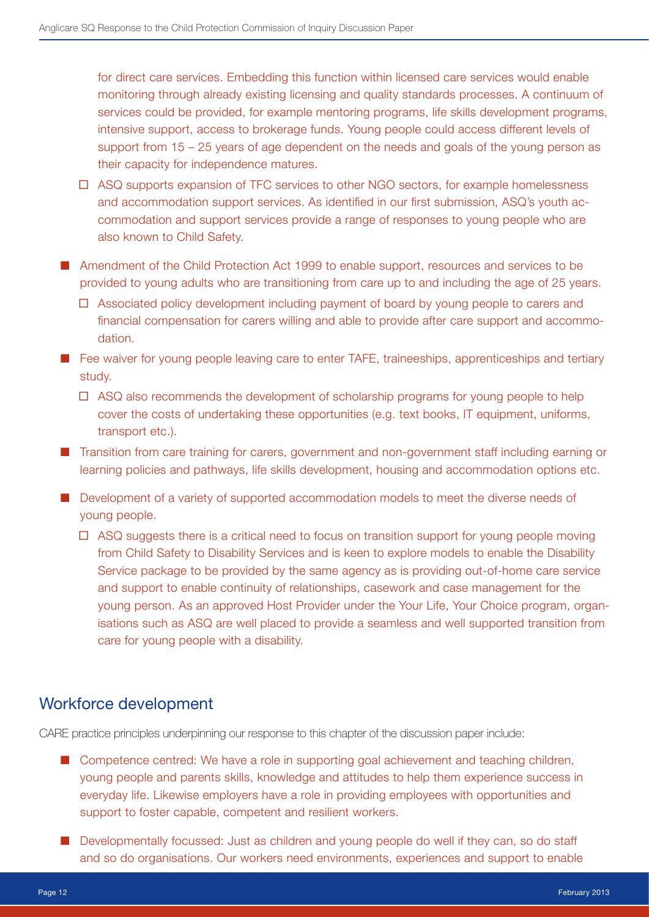for direct care services. Embedding this function within licensed care services would enable monitoring through already existing licensing and quality standards processes. A continuum of services could be provided, for example mentoring programs, life skills development programs, intensive support, access to brokerage funds. Young people could access different levels of support from 15 – 25 years of age dependent on the needs and goals of the young person as their capacity for independence matures.

  - ASQ supports expansion of TFC services to other NGO sectors, for example homelessness and accommodation support services. As identified in our first submission, ASQ's youth accommodation and support services provide a range of responses to young people who are also known to Child Safety.

- Amendment of the Child Protection Act 1999 to enable support, resources and services to be provided to young adults who are transitioning from care up to and including the age of 25 years.
  - Associated policy development including payment of board by young people to carers and financial compensation for carers willing and able to provide after care support and accommodation.
- Fee waiver for young people leaving care to enter TAFE, traineeships, apprenticeships and tertiary study.
  - ASQ also recommends the development of scholarship programs for young people to help cover the costs of undertaking these opportunities (e.g. text books, IT equipment, uniforms, transport etc.).
- Transition from care training for carers, government and non-government staff including earning or learning policies and pathways, life skills development, housing and accommodation options etc.
- Development of a variety of supported accommodation models to meet the diverse needs of young people.
  - ASQ suggests there is a critical need to focus on transition support for young people moving from Child Safety to Disability Services and is keen to explore models to enable the Disability Service package to be provided by the same agency as is providing out-of-home care service and support to enable continuity of relationships, casework and case management for the young person. As an approved Host Provider under the Your Life, Your Choice program, organisations such as ASQ are well placed to provide a seamless and well supported transition from care for young people with a disability.

## Workforce development

CARE practice principles underpinning our response to this chapter of the discussion paper include:

- Competence centred: We have a role in supporting goal achievement and teaching children, young people and parents skills, knowledge and attitudes to help them experience success in everyday life. Likewise employers have a role in providing employees with opportunities and support to foster capable, competent and resilient workers.
- Developmentally focussed: Just as children and young people do well if they can, so do staff and so do organisations. Our workers need environments, experiences and support to enable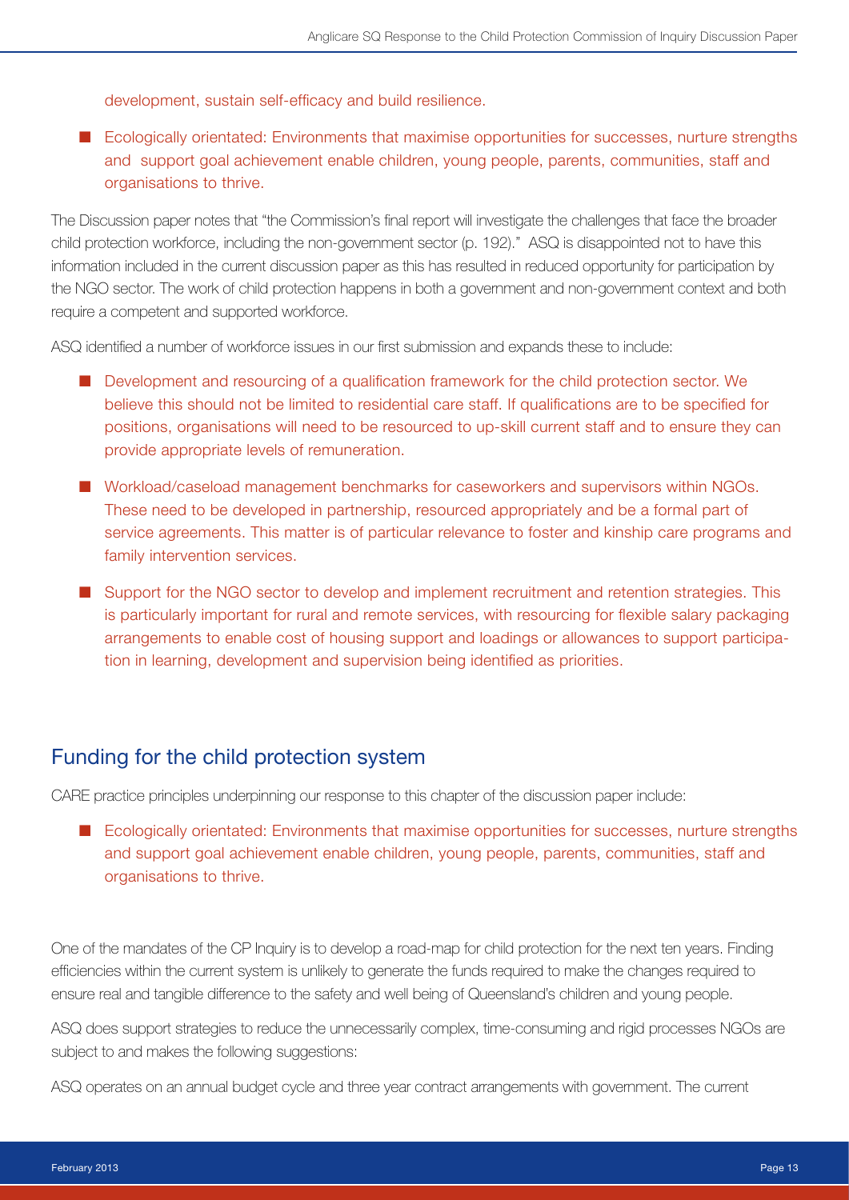development, sustain self-efficacy and build resilience.

- Ecologically orientated: Environments that maximise opportunities for successes, nurture strengths and support goal achievement enable children, young people, parents, communities, staff and organisations to thrive.

The Discussion paper notes that "the Commission's final report will investigate the challenges that face the broader child protection workforce, including the non-government sector (p. 192)." ASQ is disappointed not to have this information included in the current discussion paper as this has resulted in reduced opportunity for participation by the NGO sector. The work of child protection happens in both a government and non-government context and both require a competent and supported workforce.

ASQ identified a number of workforce issues in our first submission and expands these to include:

- Development and resourcing of a qualification framework for the child protection sector. We believe this should not be limited to residential care staff. If qualifications are to be specified for positions, organisations will need to be resourced to up-skill current staff and to ensure they can provide appropriate levels of remuneration.
- Workload/caseload management benchmarks for caseworkers and supervisors within NGOs. These need to be developed in partnership, resourced appropriately and be a formal part of service agreements. This matter is of particular relevance to foster and kinship care programs and family intervention services.
- Support for the NGO sector to develop and implement recruitment and retention strategies. This is particularly important for rural and remote services, with resourcing for flexible salary packaging arrangements to enable cost of housing support and loadings or allowances to support participation in learning, development and supervision being identified as priorities.

## Funding for the child protection system

CARE practice principles underpinning our response to this chapter of the discussion paper include:

- Ecologically orientated: Environments that maximise opportunities for successes, nurture strengths and support goal achievement enable children, young people, parents, communities, staff and organisations to thrive.

One of the mandates of the CP Inquiry is to develop a road-map for child protection for the next ten years. Finding efficiencies within the current system is unlikely to generate the funds required to make the changes required to ensure real and tangible difference to the safety and well being of Queensland's children and young people.

ASQ does support strategies to reduce the unnecessarily complex, time-consuming and rigid processes NGOs are subject to and makes the following suggestions:

ASQ operates on an annual budget cycle and three year contract arrangements with government. The current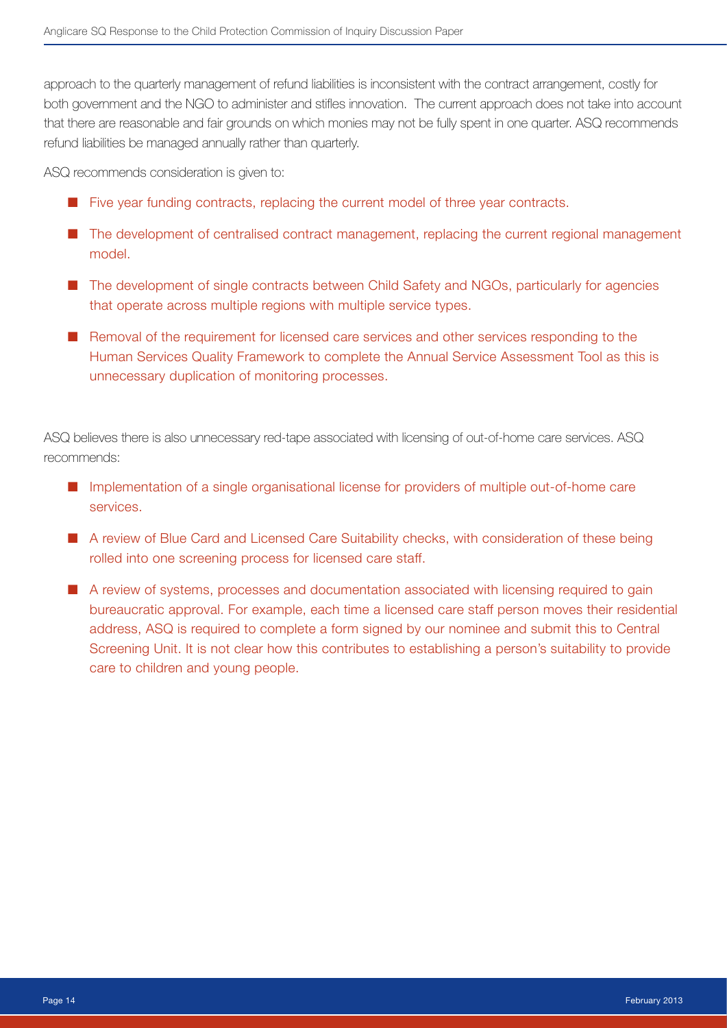approach to the quarterly management of refund liabilities is inconsistent with the contract arrangement, costly for both government and the NGO to administer and stifles innovation. The current approach does not take into account that there are reasonable and fair grounds on which monies may not be fully spent in one quarter. ASQ recommends refund liabilities be managed annually rather than quarterly.

ASQ recommends consideration is given to:

- Five year funding contracts, replacing the current model of three year contracts.
- The development of centralised contract management, replacing the current regional management model.
- The development of single contracts between Child Safety and NGOs, particularly for agencies that operate across multiple regions with multiple service types.
- Removal of the requirement for licensed care services and other services responding to the Human Services Quality Framework to complete the Annual Service Assessment Tool as this is unnecessary duplication of monitoring processes.

ASQ believes there is also unnecessary red-tape associated with licensing of out-of-home care services. ASQ recommends:

- Implementation of a single organisational license for providers of multiple out-of-home care services.
- A review of Blue Card and Licensed Care Suitability checks, with consideration of these being rolled into one screening process for licensed care staff.
- A review of systems, processes and documentation associated with licensing required to gain bureaucratic approval. For example, each time a licensed care staff person moves their residential address, ASQ is required to complete a form signed by our nominee and submit this to Central Screening Unit. It is not clear how this contributes to establishing a person's suitability to provide care to children and young people.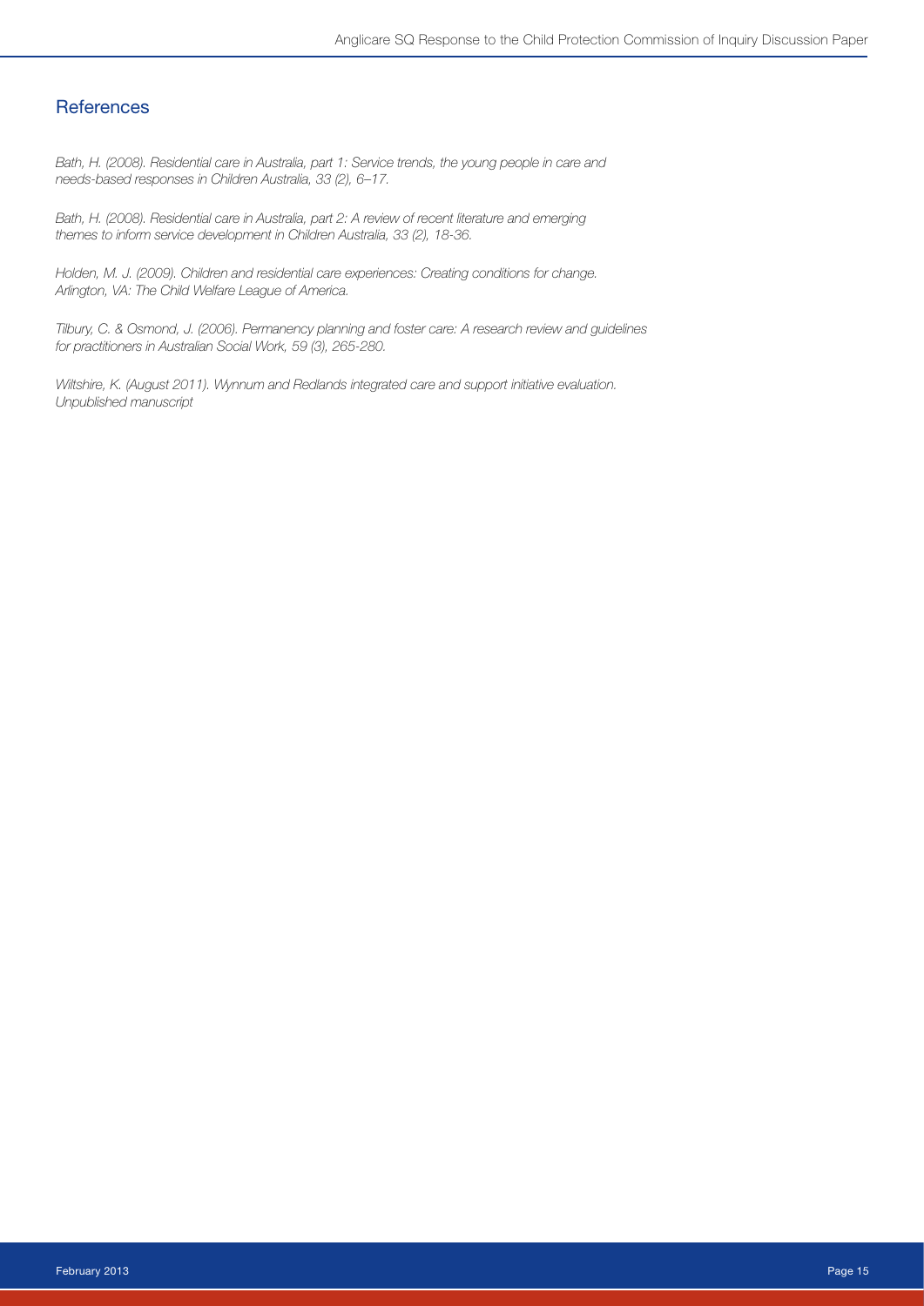## References

*Bath, H. (2008). Residential care in Australia, part 1: Service trends, the young people in care and needs-based responses in Children Australia, 33 (2), 6–17.*

*Bath, H. (2008). Residential care in Australia, part 2: A review of recent literature and emerging themes to inform service development in Children Australia, 33 (2), 18-36.*

*Holden, M. J. (2009). Children and residential care experiences: Creating conditions for change. Arlington, VA: The Child Welfare League of America.*

*Tilbury, C. & Osmond, J. (2006). Permanency planning and foster care: A research review and guidelines for practitioners in Australian Social Work, 59 (3), 265-280.*

*Wiltshire, K. (August 2011). Wynnum and Redlands integrated care and support initiative evaluation. Unpublished manuscript*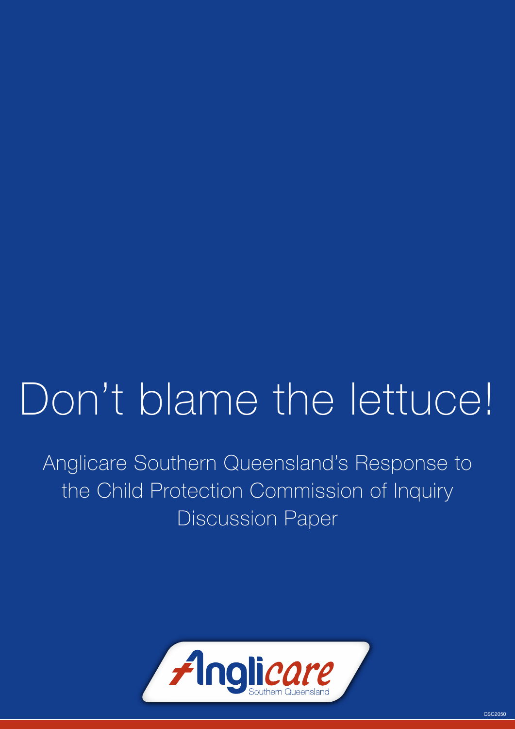# Don't blame the lettuce!

Anglicare Southern Queensland's Response to the Child Protection Commission of Inquiry Discussion Paper

Anglicare Southern Queensland

CSC2050